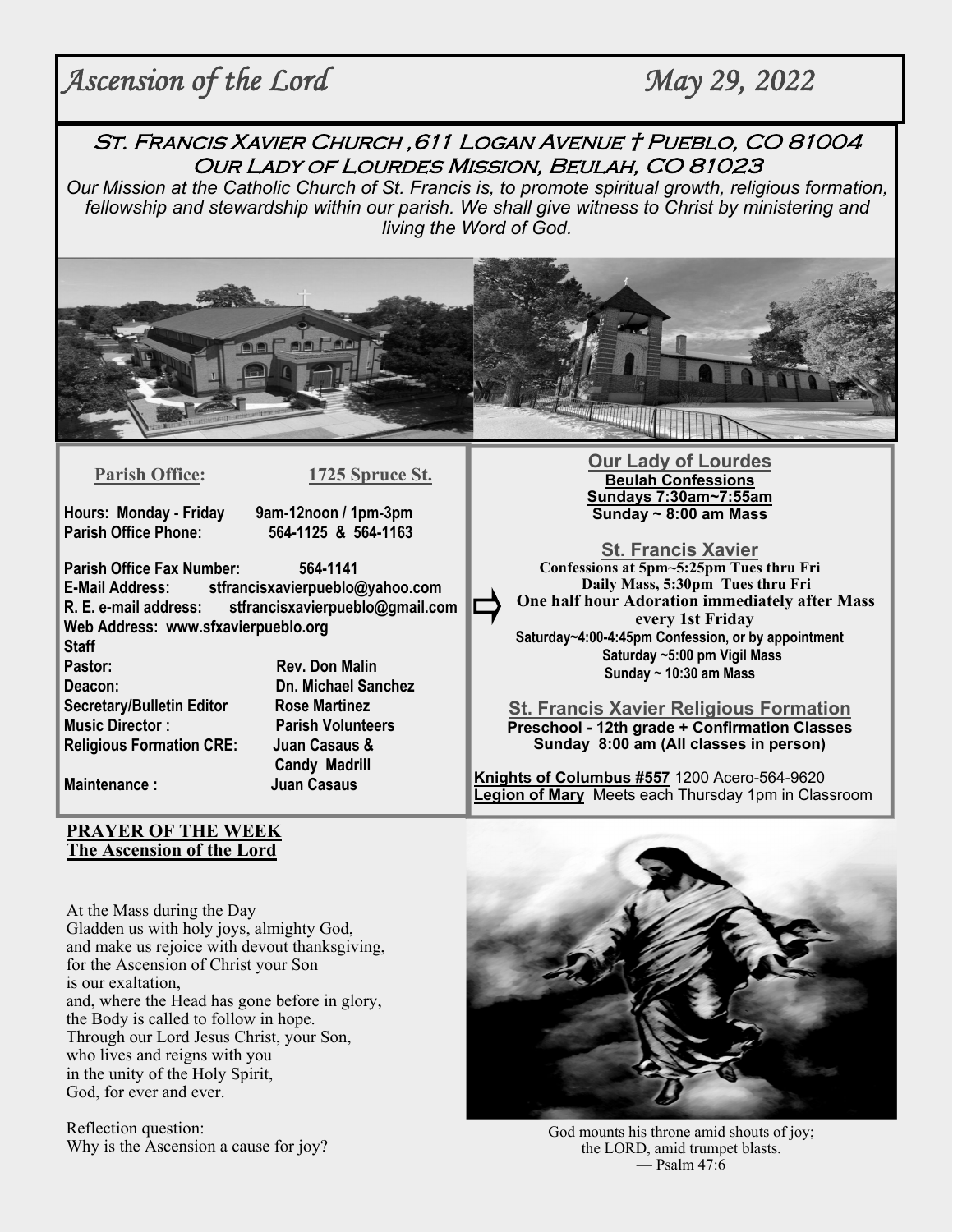# Ascension of the Lord May 29, 2022

## St. Francis Xavier Church ,611 Logan Avenue † Pueblo, CO 81004
## Our Lady of Lourdes Mission, Beulah, CO 81023

*Our Mission at the Catholic Church of St. Francis is, to promote spiritual growth, religious formation, fellowship and stewardship within our parish. We shall give witness to Christ by ministering and living the Word of God.*

**Parish Office:** **1725 Spruce St.**

**Hours: Monday - Friday 9am-12noon / 1pm-3pm**
**Parish Office Phone: 564-1125 & 564-1163**

**Parish Office Fax Number: 564-1141**
**E-Mail Address: stfrancisxavierpueblo@yahoo.com**
**R. E. e-mail address: stfrancisxavierpueblo@gmail.com**
**Web Address: www.sfxavierpueblo.org**

**Staff**

| | |
|---|---|
| **Pastor:** | **Rev. Don Malin** |
| **Deacon:** | **Dn. Michael Sanchez** |
| **Secretary/Bulletin Editor** | **Rose Martinez** |
| **Music Director :** | **Parish Volunteers** |
| **Religious Formation CRE:** | **Juan Casaus & Candy Madrill** |
| **Maintenance :** | **Juan Casaus** |

**Our Lady of Lourdes**
**Beulah Confessions**
**Sundays 7:30am~7:55am**
**Sunday ~ 8:00 am Mass**

**St. Francis Xavier**
**Confessions at 5pm~5:25pm Tues thru Fri**
**Daily Mass, 5:30pm Tues thru Fri**
**One half hour Adoration immediately after Mass every 1st Friday**
**Saturday~4:00-4:45pm Confession, or by appointment**
**Saturday ~5:00 pm Vigil Mass**
**Sunday ~ 10:30 am Mass**

**St. Francis Xavier Religious Formation**
**Preschool - 12th grade + Confirmation Classes**
**Sunday 8:00 am (All classes in person)**

**Knights of Columbus #557** 1200 Acero-564-9620
**Legion of Mary** Meets each Thursday 1pm in Classroom

**PRAYER OF THE WEEK**
**The Ascension of the Lord**

At the Mass during the Day
Gladden us with holy joys, almighty God,
and make us rejoice with devout thanksgiving,
for the Ascension of Christ your Son
is our exaltation,
and, where the Head has gone before in glory,
the Body is called to follow in hope.
Through our Lord Jesus Christ, your Son,
who lives and reigns with you
in the unity of the Holy Spirit,
God, for ever and ever.

Reflection question:
Why is the Ascension a cause for joy?

God mounts his throne amid shouts of joy;
the LORD, amid trumpet blasts.
— Psalm 47:6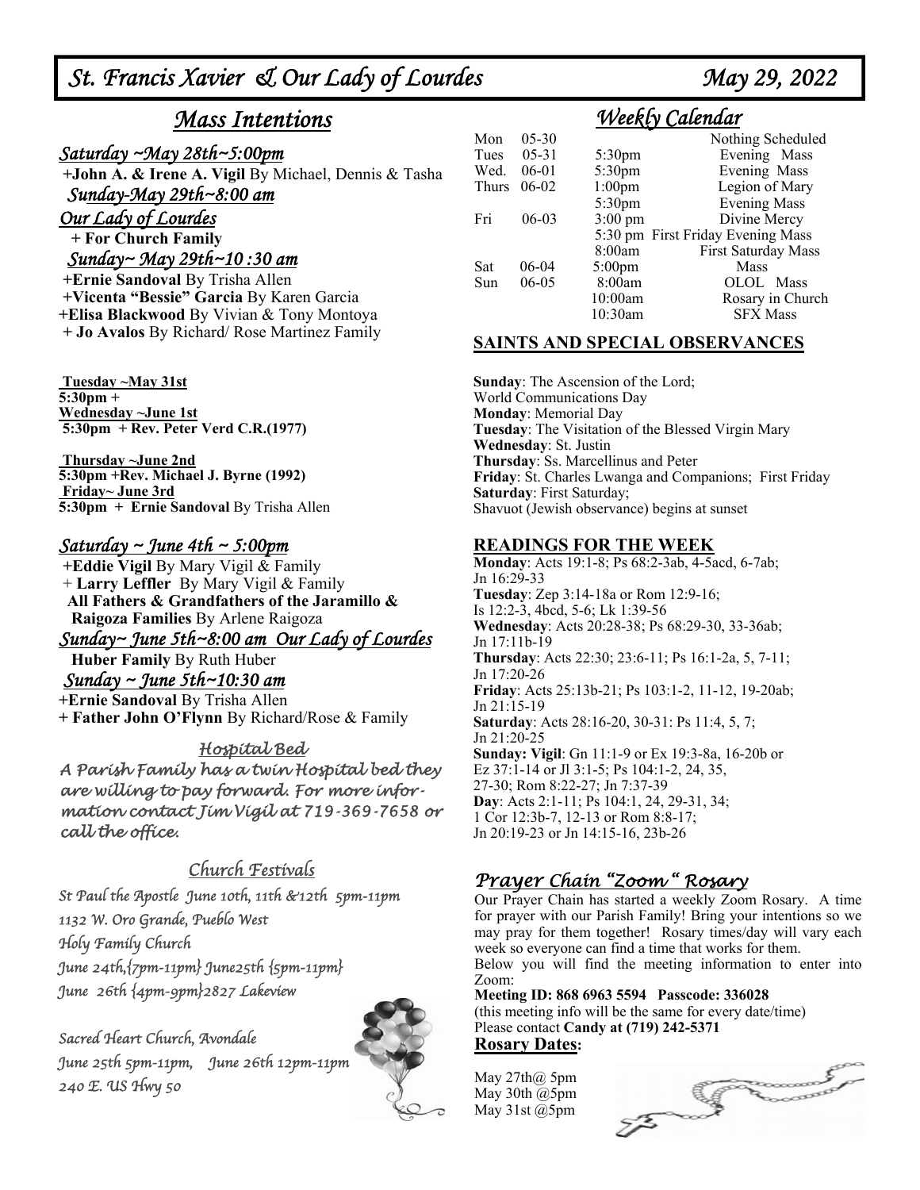# St. Francis Xavier & Our Lady of Lourdes — May 29, 2022

## Mass Intentions

### Saturday ~May 28th~5:00pm

**+John A. & Irene A. Vigil** By Michael, Dennis & Tasha

### Sunday-May 29th~8:00 am

### Our Lady of Lourdes

**+ For Church Family**

### Sunday~ May 29th~10 :30 am

**+Ernie Sandoval** By Trisha Allen
**+Vicenta "Bessie" Garcia** By Karen Garcia
**+Elisa Blackwood** By Vivian & Tony Montoya
**+ Jo Avalos** By Richard/ Rose Martinez Family

**Tuesday ~May 31st**
**5:30pm +**
**Wednesday ~June 1st**
**5:30pm + Rev. Peter Verd C.R.(1977)**

**Thursday ~June 2nd**
**5:30pm +Rev. Michael J. Byrne (1992)**
**Friday~ June 3rd**
**5:30pm + Ernie Sandoval** By Trisha Allen

### Saturday ~ June 4th ~ 5:00pm

**+Eddie Vigil** By Mary Vigil & Family
**+ Larry Leffler** By Mary Vigil & Family
**All Fathers & Grandfathers of the Jaramillo & Raigoza Families** By Arlene Raigoza

### Sunday~ June 5th~8:00 am Our Lady of Lourdes

**Huber Family** By Ruth Huber

### Sunday ~ June 5th~10:30 am

**+Ernie Sandoval** By Trisha Allen
**+ Father John O'Flynn** By Richard/Rose & Family

### Hospital Bed

*A Parish Family has a twin Hospital bed they are willing to pay forward. For more information contact Jim Vigil at 719-369-7658 or call the office.*

### Church Festivals

*St Paul the Apostle June 10th, 11th &12th 5pm-11pm*
*1132 W. Oro Grande, Pueblo West*
*Holy Family Church*
*June 24th,{7pm-11pm} June25th {5pm-11pm}*
*June 26th {4pm-9pm}2827 Lakeview*

*Sacred Heart Church, Avondale*
*June 25th 5pm-11pm, June 26th 12pm-11pm*
*240 E. US Hwy 50*

## Weekly Calendar

| | | | |
|---|---|---|---|
| Mon | 05-30 | | Nothing Scheduled |
| Tues | 05-31 | 5:30pm | Evening Mass |
| Wed. | 06-01 | 5:30pm | Evening Mass |
| Thurs | 06-02 | 1:00pm | Legion of Mary |
| | | 5:30pm | Evening Mass |
| Fri | 06-03 | 3:00 pm | Divine Mercy |
| | | 5:30 pm | First Friday Evening Mass |
| | | 8:00am | First Saturday Mass |
| Sat | 06-04 | 5:00pm | Mass |
| Sun | 06-05 | 8:00am | OLOL Mass |
| | | 10:00am | Rosary in Church |
| | | 10:30am | SFX Mass |

## SAINTS AND SPECIAL OBSERVANCES

**Sunday**: The Ascension of the Lord; World Communications Day
**Monday**: Memorial Day
**Tuesday**: The Visitation of the Blessed Virgin Mary
**Wednesday**: St. Justin
**Thursday**: Ss. Marcellinus and Peter
**Friday**: St. Charles Lwanga and Companions; First Friday
**Saturday**: First Saturday;
Shavuot (Jewish observance) begins at sunset

## READINGS FOR THE WEEK

**Monday**: Acts 19:1-8; Ps 68:2-3ab, 4-5acd, 6-7ab; Jn 16:29-33
**Tuesday**: Zep 3:14-18a or Rom 12:9-16; Is 12:2-3, 4bcd, 5-6; Lk 1:39-56
**Wednesday**: Acts 20:28-38; Ps 68:29-30, 33-36ab; Jn 17:11b-19
**Thursday**: Acts 22:30; 23:6-11; Ps 16:1-2a, 5, 7-11; Jn 17:20-26
**Friday**: Acts 25:13b-21; Ps 103:1-2, 11-12, 19-20ab; Jn 21:15-19
**Saturday**: Acts 28:16-20, 30-31: Ps 11:4, 5, 7; Jn 21:20-25
**Sunday: Vigil**: Gn 11:1-9 or Ex 19:3-8a, 16-20b or Ez 37:1-14 or Jl 3:1-5; Ps 104:1-2, 24, 35, 27-30; Rom 8:22-27; Jn 7:37-39
**Day**: Acts 2:1-11; Ps 104:1, 24, 29-31, 34; 1 Cor 12:3b-7, 12-13 or Rom 8:8-17; Jn 20:19-23 or Jn 14:15-16, 23b-26

## Prayer Chain "Zoom " Rosary

Our Prayer Chain has started a weekly Zoom Rosary. A time for prayer with our Parish Family! Bring your intentions so we may pray for them together! Rosary times/day will vary each week so everyone can find a time that works for them.

Below you will find the meeting information to enter into Zoom:

**Meeting ID: 868 6963 5594 Passcode: 336028**
(this meeting info will be the same for every date/time)
Please contact **Candy at (719) 242-5371**

**Rosary Dates:**

May 27th@ 5pm
May 30th @5pm
May 31st @5pm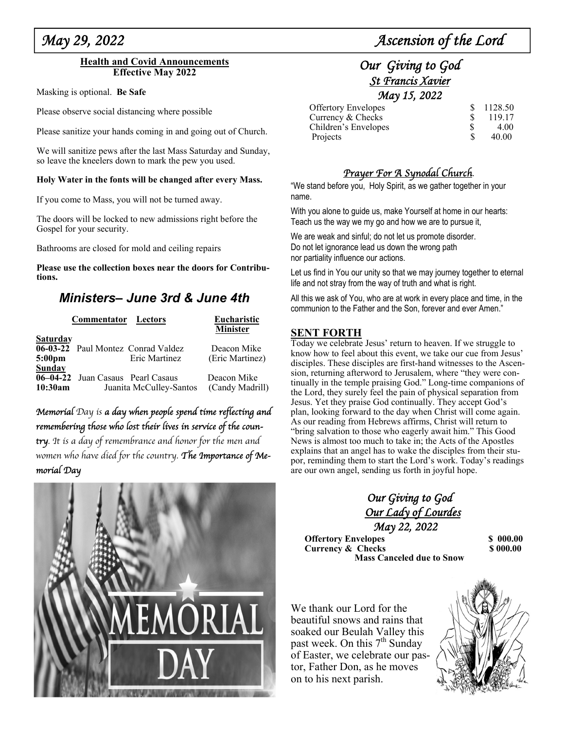# May 29, 2022 — Ascension of the Lord

**Health and Covid Announcements**
**Effective May 2022**

Masking is optional. **Be Safe**

Please observe social distancing where possible

Please sanitize your hands coming in and going out of Church.

We will sanitize pews after the last Mass Saturday and Sunday, so leave the kneelers down to mark the pew you used.

**Holy Water in the fonts will be changed after every Mass.**

If you come to Mass, you will not be turned away.

The doors will be locked to new admissions right before the Gospel for your security.

Bathrooms are closed for mold and ceiling repairs

**Please use the collection boxes near the doors for Contributions.**

## *Ministers– June 3rd & June 4th*

| | Commentator | Lectors | Eucharistic Minister |
|---|---|---|---|
| **Saturday** | | | |
| **06-03-22** | Paul Montez | Conrad Valdez | Deacon Mike |
| **5:00pm** | | Eric Martinez | (Eric Martinez) |
| **Sunday** | | | |
| **06–04-22** | Juan Casaus | Pearl Casaus | Deacon Mike |
| **10:30am** | | Juanita McCulley-Santos | (Candy Madrill) |

*Memorial Day is **a day when people spend time reflecting and remembering those who lost their lives in service of the country**. It is a day of remembrance and honor for the men and women who have died for the country. **The Importance of Memorial Day***

MEMORIAL DAY

## *Our Giving to God*
### *St Francis Xavier*
### *May 15, 2022*

| | |
|---|---|
| Offertory Envelopes | $ 1128.50 |
| Currency & Checks | $ 119.17 |
| Children's Envelopes | $ 4.00 |
| Projects | $ 40.00 |

### *Prayer For A Synodal Church.*

"We stand before you, Holy Spirit, as we gather together in your name.

With you alone to guide us, make Yourself at home in our hearts: Teach us the way we my go and how we are to pursue it,

We are weak and sinful; do not let us promote disorder.
Do not let ignorance lead us down the wrong path
nor partiality influence our actions.

Let us find in You our unity so that we may journey together to eternal life and not stray from the way of truth and what is right.

All this we ask of You, who are at work in every place and time, in the communion to the Father and the Son, forever and ever Amen."

## SENT FORTH

Today we celebrate Jesus' return to heaven. If we struggle to know how to feel about this event, we take our cue from Jesus' disciples. These disciples are first-hand witnesses to the Ascension, returning afterword to Jerusalem, where "they were continually in the temple praising God." Long-time companions of the Lord, they surely feel the pain of physical separation from Jesus. Yet they praise God continually. They accept God's plan, looking forward to the day when Christ will come again. As our reading from Hebrews affirms, Christ will return to "bring salvation to those who eagerly await him." This Good News is almost too much to take in; the Acts of the Apostles explains that an angel has to wake the disciples from their stupor, reminding them to start the Lord's work. Today's readings are our own angel, sending us forth in joyful hope.

## *Our Giving to God*
### *Our Lady of Lourdes*
### *May 22, 2022*

| | |
|---|---|
| **Offertory Envelopes** | **$ 000.00** |
| **Currency & Checks** | **$ 000.00** |

**Mass Canceled due to Snow**

We thank our Lord for the beautiful snows and rains that soaked our Beulah Valley this past week. On this 7th Sunday of Easter, we celebrate our pastor, Father Don, as he moves on to his next parish.